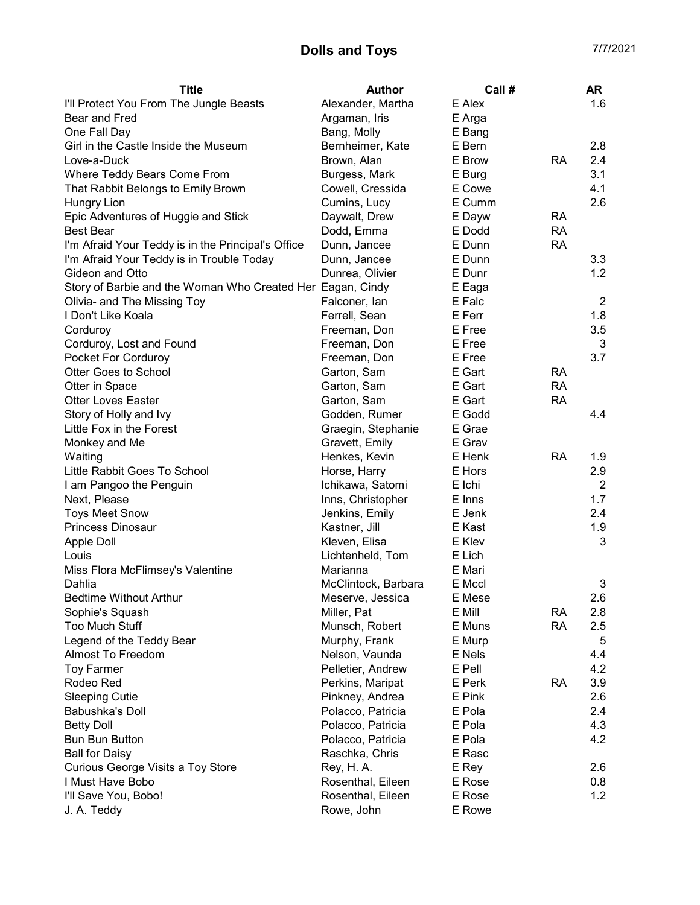# Dolls and Toys

7/7/2021

| Title | Author | Call # | | AR |
|---|---|---|---|---|
| I'll Protect You From The Jungle Beasts | Alexander, Martha | E Alex | | 1.6 |
| Bear and Fred | Argaman, Iris | E Arga | | |
| One Fall Day | Bang, Molly | E Bang | | |
| Girl in the Castle Inside the Museum | Bernheimer, Kate | E Bern | | 2.8 |
| Love-a-Duck | Brown, Alan | E Brow | RA | 2.4 |
| Where Teddy Bears Come From | Burgess, Mark | E Burg | | 3.1 |
| That Rabbit Belongs to Emily Brown | Cowell, Cressida | E Cowe | | 4.1 |
| Hungry Lion | Cumins, Lucy | E Cumm | | 2.6 |
| Epic Adventures of Huggie and Stick | Daywalt, Drew | E Dayw | RA | |
| Best Bear | Dodd, Emma | E Dodd | RA | |
| I'm Afraid Your Teddy is in the Principal's Office | Dunn, Jancee | E Dunn | RA | |
| I'm Afraid Your Teddy is in Trouble Today | Dunn, Jancee | E Dunn | | 3.3 |
| Gideon and Otto | Dunrea, Olivier | E Dunr | | 1.2 |
| Story of Barbie and the Woman Who Created Her | Eagan, Cindy | E Eaga | | |
| Olivia- and The Missing Toy | Falconer, Ian | E Falc | | 2 |
| I Don't Like Koala | Ferrell, Sean | E Ferr | | 1.8 |
| Corduroy | Freeman, Don | E Free | | 3.5 |
| Corduroy, Lost and Found | Freeman, Don | E Free | | 3 |
| Pocket For Corduroy | Freeman, Don | E Free | | 3.7 |
| Otter Goes to School | Garton, Sam | E Gart | RA | |
| Otter in Space | Garton, Sam | E Gart | RA | |
| Otter Loves Easter | Garton, Sam | E Gart | RA | |
| Story of Holly and Ivy | Godden, Rumer | E Godd | | 4.4 |
| Little Fox in the Forest | Graegin, Stephanie | E Grae | | |
| Monkey and Me | Gravett, Emily | E Grav | | |
| Waiting | Henkes, Kevin | E Henk | RA | 1.9 |
| Little Rabbit Goes To School | Horse, Harry | E Hors | | 2.9 |
| I am Pangoo the Penguin | Ichikawa, Satomi | E Ichi | | 2 |
| Next, Please | Inns, Christopher | E Inns | | 1.7 |
| Toys Meet Snow | Jenkins, Emily | E Jenk | | 2.4 |
| Princess Dinosaur | Kastner, Jill | E Kast | | 1.9 |
| Apple Doll | Kleven, Elisa | E Klev | | 3 |
| Louis | Lichtenheld, Tom | E Lich | | |
| Miss Flora McFlimsey's Valentine | Marianna | E Mari | | |
| Dahlia | McClintock, Barbara | E Mccl | | 3 |
| Bedtime Without Arthur | Meserve, Jessica | E Mese | | 2.6 |
| Sophie's Squash | Miller, Pat | E Mill | RA | 2.8 |
| Too Much Stuff | Munsch, Robert | E Muns | RA | 2.5 |
| Legend of the Teddy Bear | Murphy, Frank | E Murp | | 5 |
| Almost To Freedom | Nelson, Vaunda | E Nels | | 4.4 |
| Toy Farmer | Pelletier, Andrew | E Pell | | 4.2 |
| Rodeo Red | Perkins, Maripat | E Perk | RA | 3.9 |
| Sleeping Cutie | Pinkney, Andrea | E Pink | | 2.6 |
| Babushka's Doll | Polacco, Patricia | E Pola | | 2.4 |
| Betty Doll | Polacco, Patricia | E Pola | | 4.3 |
| Bun Bun Button | Polacco, Patricia | E Pola | | 4.2 |
| Ball for Daisy | Raschka, Chris | E Rasc | | |
| Curious George Visits a Toy Store | Rey, H. A. | E Rey | | 2.6 |
| I Must Have Bobo | Rosenthal, Eileen | E Rose | | 0.8 |
| I'll Save You, Bobo! | Rosenthal, Eileen | E Rose | | 1.2 |
| J. A. Teddy | Rowe, John | E Rowe | | |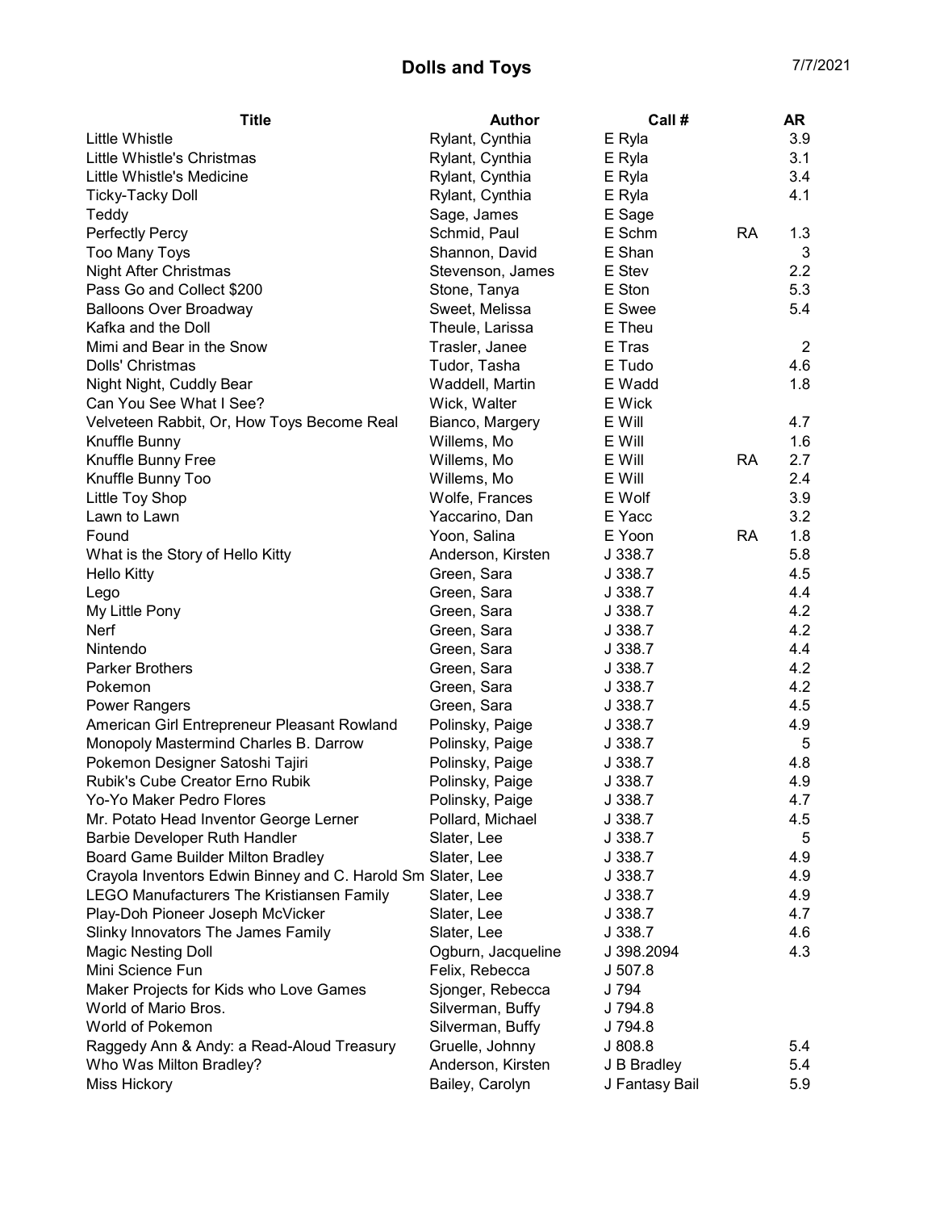# Dolls and Toys

7/7/2021

| Title | Author | Call # | | AR |
|---|---|---|---|---|
| Little Whistle | Rylant, Cynthia | E Ryla | | 3.9 |
| Little Whistle's Christmas | Rylant, Cynthia | E Ryla | | 3.1 |
| Little Whistle's Medicine | Rylant, Cynthia | E Ryla | | 3.4 |
| Ticky-Tacky Doll | Rylant, Cynthia | E Ryla | | 4.1 |
| Teddy | Sage, James | E Sage | | |
| Perfectly Percy | Schmid, Paul | E Schm | RA | 1.3 |
| Too Many Toys | Shannon, David | E Shan | | 3 |
| Night After Christmas | Stevenson, James | E Stev | | 2.2 |
| Pass Go and Collect $200 | Stone, Tanya | E Ston | | 5.3 |
| Balloons Over Broadway | Sweet, Melissa | E Swee | | 5.4 |
| Kafka and the Doll | Theule, Larissa | E Theu | | |
| Mimi and Bear in the Snow | Trasler, Janee | E Tras | | 2 |
| Dolls' Christmas | Tudor, Tasha | E Tudo | | 4.6 |
| Night Night, Cuddly Bear | Waddell, Martin | E Wadd | | 1.8 |
| Can You See What I See? | Wick, Walter | E Wick | | |
| Velveteen Rabbit, Or, How Toys Become Real | Bianco, Margery | E Will | | 4.7 |
| Knuffle Bunny | Willems, Mo | E Will | | 1.6 |
| Knuffle Bunny Free | Willems, Mo | E Will | RA | 2.7 |
| Knuffle Bunny Too | Willems, Mo | E Will | | 2.4 |
| Little Toy Shop | Wolfe, Frances | E Wolf | | 3.9 |
| Lawn to Lawn | Yaccarino, Dan | E Yacc | | 3.2 |
| Found | Yoon, Salina | E Yoon | RA | 1.8 |
| What is the Story of Hello Kitty | Anderson, Kirsten | J 338.7 | | 5.8 |
| Hello Kitty | Green, Sara | J 338.7 | | 4.5 |
| Lego | Green, Sara | J 338.7 | | 4.4 |
| My Little Pony | Green, Sara | J 338.7 | | 4.2 |
| Nerf | Green, Sara | J 338.7 | | 4.2 |
| Nintendo | Green, Sara | J 338.7 | | 4.4 |
| Parker Brothers | Green, Sara | J 338.7 | | 4.2 |
| Pokemon | Green, Sara | J 338.7 | | 4.2 |
| Power Rangers | Green, Sara | J 338.7 | | 4.5 |
| American Girl Entrepreneur Pleasant Rowland | Polinsky, Paige | J 338.7 | | 4.9 |
| Monopoly Mastermind Charles B. Darrow | Polinsky, Paige | J 338.7 | | 5 |
| Pokemon Designer Satoshi Tajiri | Polinsky, Paige | J 338.7 | | 4.8 |
| Rubik's Cube Creator Erno Rubik | Polinsky, Paige | J 338.7 | | 4.9 |
| Yo-Yo Maker Pedro Flores | Polinsky, Paige | J 338.7 | | 4.7 |
| Mr. Potato Head Inventor George Lerner | Pollard, Michael | J 338.7 | | 4.5 |
| Barbie Developer Ruth Handler | Slater, Lee | J 338.7 | | 5 |
| Board Game Builder Milton Bradley | Slater, Lee | J 338.7 | | 4.9 |
| Crayola Inventors Edwin Binney and C. Harold Sm | Slater, Lee | J 338.7 | | 4.9 |
| LEGO Manufacturers The Kristiansen Family | Slater, Lee | J 338.7 | | 4.9 |
| Play-Doh Pioneer Joseph McVicker | Slater, Lee | J 338.7 | | 4.7 |
| Slinky Innovators The James Family | Slater, Lee | J 338.7 | | 4.6 |
| Magic Nesting Doll | Ogburn, Jacqueline | J 398.2094 | | 4.3 |
| Mini Science Fun | Felix, Rebecca | J 507.8 | | |
| Maker Projects for Kids who Love Games | Sjonger, Rebecca | J 794 | | |
| World of Mario Bros. | Silverman, Buffy | J 794.8 | | |
| World of Pokemon | Silverman, Buffy | J 794.8 | | |
| Raggedy Ann & Andy: a Read-Aloud Treasury | Gruelle, Johnny | J 808.8 | | 5.4 |
| Who Was Milton Bradley? | Anderson, Kirsten | J B Bradley | | 5.4 |
| Miss Hickory | Bailey, Carolyn | J Fantasy Bail | | 5.9 |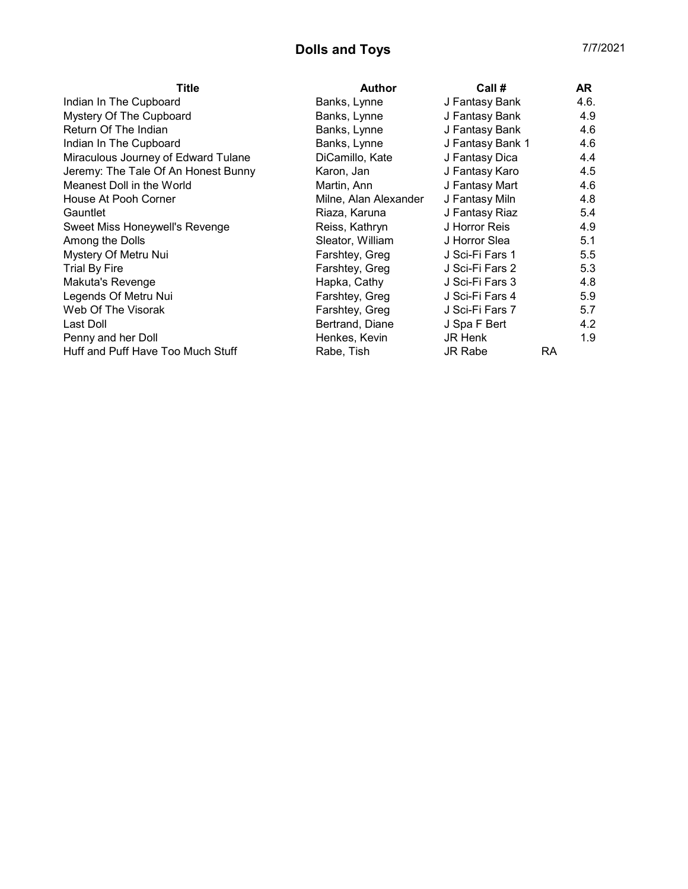## Dolls and Toys

7/7/2021

| Title | Author | Call # | AR |
|---|---|---|---|
| Indian In The Cupboard | Banks, Lynne | J Fantasy Bank | 4.6. |
| Mystery Of The Cupboard | Banks, Lynne | J Fantasy Bank | 4.9 |
| Return Of The Indian | Banks, Lynne | J Fantasy Bank | 4.6 |
| Indian In The Cupboard | Banks, Lynne | J Fantasy Bank 1 | 4.6 |
| Miraculous Journey of Edward Tulane | DiCamillo, Kate | J Fantasy Dica | 4.4 |
| Jeremy: The Tale Of An Honest Bunny | Karon, Jan | J Fantasy Karo | 4.5 |
| Meanest Doll in the World | Martin, Ann | J Fantasy Mart | 4.6 |
| House At Pooh Corner | Milne, Alan Alexander | J Fantasy Miln | 4.8 |
| Gauntlet | Riaza, Karuna | J Fantasy Riaz | 5.4 |
| Sweet Miss Honeywell's Revenge | Reiss, Kathryn | J Horror Reis | 4.9 |
| Among the Dolls | Sleator, William | J Horror Slea | 5.1 |
| Mystery Of Metru Nui | Farshtey, Greg | J Sci-Fi Fars 1 | 5.5 |
| Trial By Fire | Farshtey, Greg | J Sci-Fi Fars 2 | 5.3 |
| Makuta's Revenge | Hapka, Cathy | J Sci-Fi Fars 3 | 4.8 |
| Legends Of Metru Nui | Farshtey, Greg | J Sci-Fi Fars 4 | 5.9 |
| Web Of The Visorak | Farshtey, Greg | J Sci-Fi Fars 7 | 5.7 |
| Last Doll | Bertrand, Diane | J Spa F Bert | 4.2 |
| Penny and her Doll | Henkes, Kevin | JR Henk | 1.9 |
| Huff and Puff Have Too Much Stuff | Rabe, Tish | JR Rabe | RA |